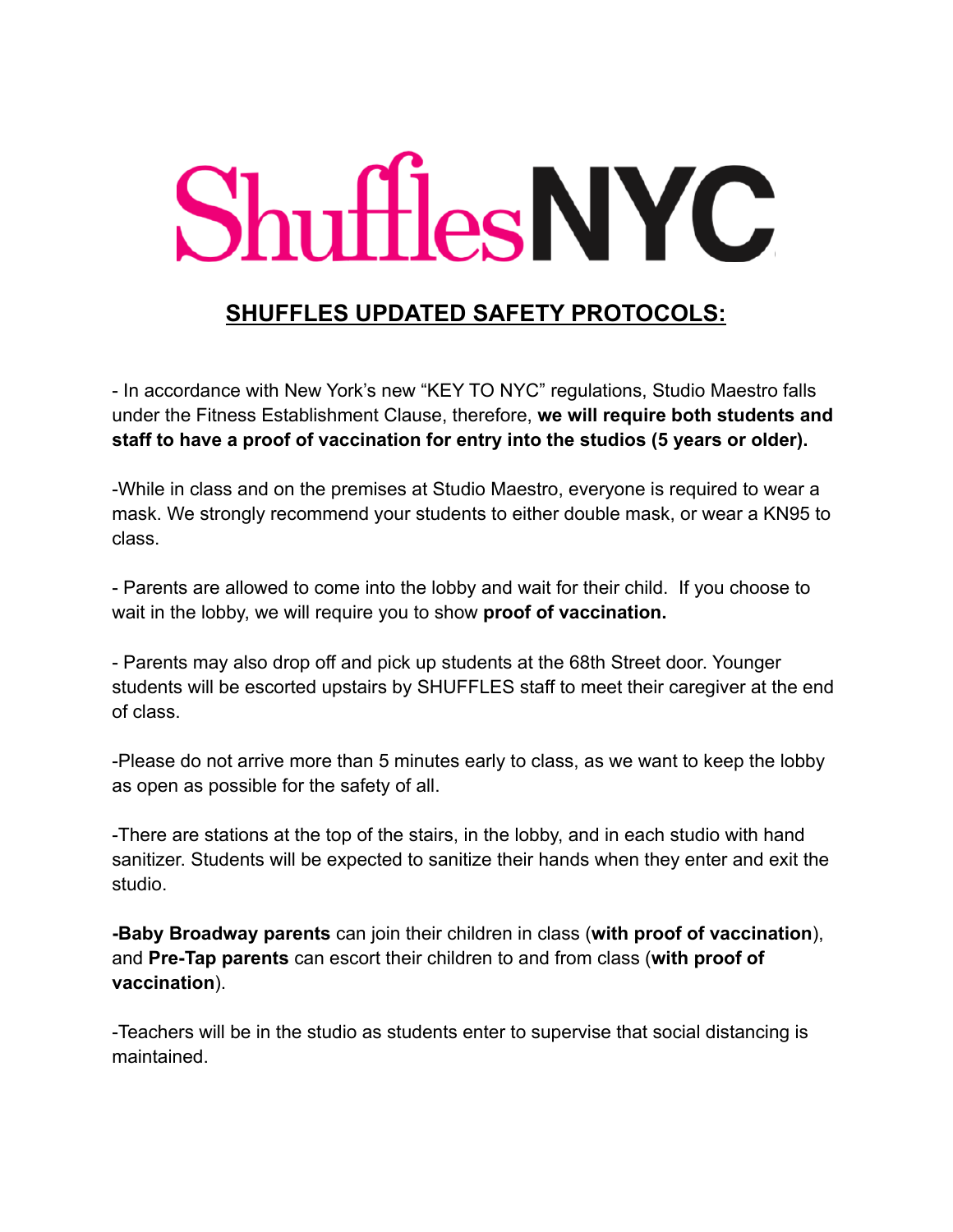# ShufflesNYC

## SHUFFLES UPDATED SAFETY PROTOCOLS:

- In accordance with New York's new "KEY TO NYC" regulations, Studio Maestro falls under the Fitness Establishment Clause, therefore, **we will require both students and staff to have a proof of vaccination for entry into the studios (5 years or older).**

-While in class and on the premises at Studio Maestro, everyone is required to wear a mask. We strongly recommend your students to either double mask, or wear a KN95 to class.

- Parents are allowed to come into the lobby and wait for their child. If you choose to wait in the lobby, we will require you to show **proof of vaccination.**

- Parents may also drop off and pick up students at the 68th Street door. Younger students will be escorted upstairs by SHUFFLES staff to meet their caregiver at the end of class.

-Please do not arrive more than 5 minutes early to class, as we want to keep the lobby as open as possible for the safety of all.

-There are stations at the top of the stairs, in the lobby, and in each studio with hand sanitizer. Students will be expected to sanitize their hands when they enter and exit the studio.

**-Baby Broadway parents** can join their children in class (**with proof of vaccination**), and **Pre-Tap parents** can escort their children to and from class (**with proof of vaccination**).

-Teachers will be in the studio as students enter to supervise that social distancing is maintained.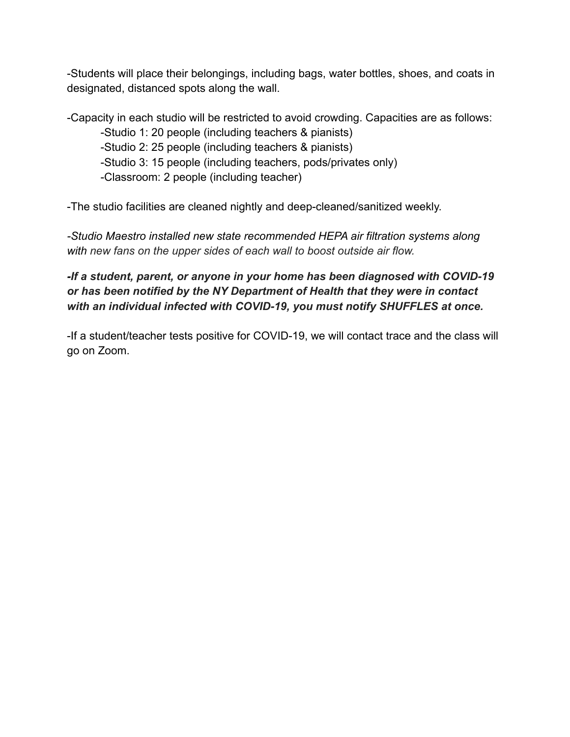-Students will place their belongings, including bags, water bottles, shoes, and coats in designated, distanced spots along the wall.

-Capacity in each studio will be restricted to avoid crowding. Capacities are as follows:

- -Studio 1: 20 people (including teachers & pianists)
- -Studio 2: 25 people (including teachers & pianists)
- -Studio 3: 15 people (including teachers, pods/privates only)
- -Classroom: 2 people (including teacher)

-The studio facilities are cleaned nightly and deep-cleaned/sanitized weekly.

*-Studio Maestro installed new state recommended HEPA air filtration systems along with new fans on the upper sides of each wall to boost outside air flow.*

***-If a student, parent, or anyone in your home has been diagnosed with COVID-19 or has been notified by the NY Department of Health that they were in contact with an individual infected with COVID-19, you must notify SHUFFLES at once.***

-If a student/teacher tests positive for COVID-19, we will contact trace and the class will go on Zoom.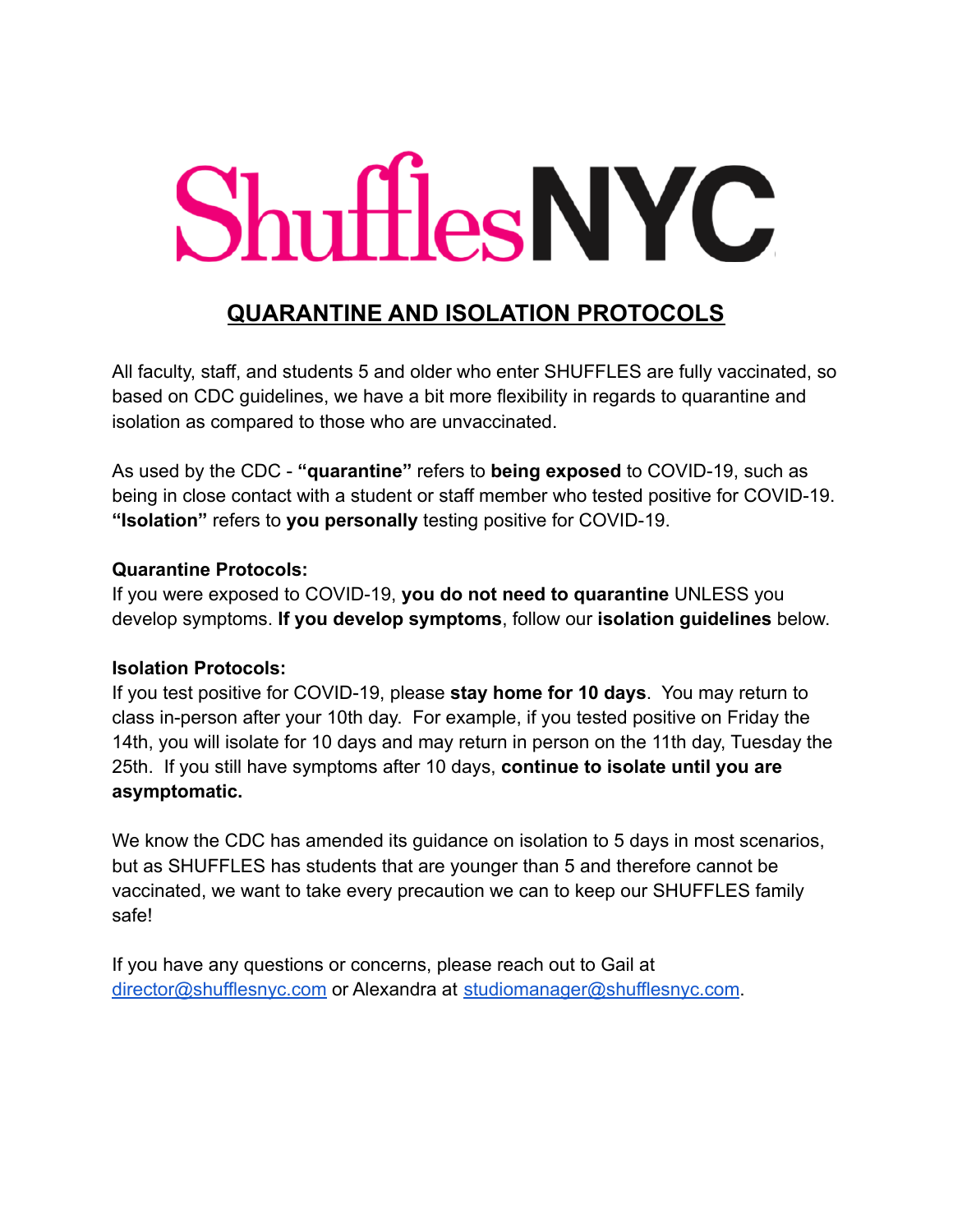# ShufflesNYC

## QUARANTINE AND ISOLATION PROTOCOLS

All faculty, staff, and students 5 and older who enter SHUFFLES are fully vaccinated, so based on CDC guidelines, we have a bit more flexibility in regards to quarantine and isolation as compared to those who are unvaccinated.

As used by the CDC - **"quarantine"** refers to **being exposed** to COVID-19, such as being in close contact with a student or staff member who tested positive for COVID-19. **"Isolation"** refers to **you personally** testing positive for COVID-19.

**Quarantine Protocols:**
If you were exposed to COVID-19, **you do not need to quarantine** UNLESS you develop symptoms. **If you develop symptoms**, follow our **isolation guidelines** below.

**Isolation Protocols:**
If you test positive for COVID-19, please **stay home for 10 days**. You may return to class in-person after your 10th day. For example, if you tested positive on Friday the 14th, you will isolate for 10 days and may return in person on the 11th day, Tuesday the 25th. If you still have symptoms after 10 days, **continue to isolate until you are asymptomatic.**

We know the CDC has amended its guidance on isolation to 5 days in most scenarios, but as SHUFFLES has students that are younger than 5 and therefore cannot be vaccinated, we want to take every precaution we can to keep our SHUFFLES family safe!

If you have any questions or concerns, please reach out to Gail at director@shufflesnyc.com or Alexandra at studiomanager@shufflesnyc.com.